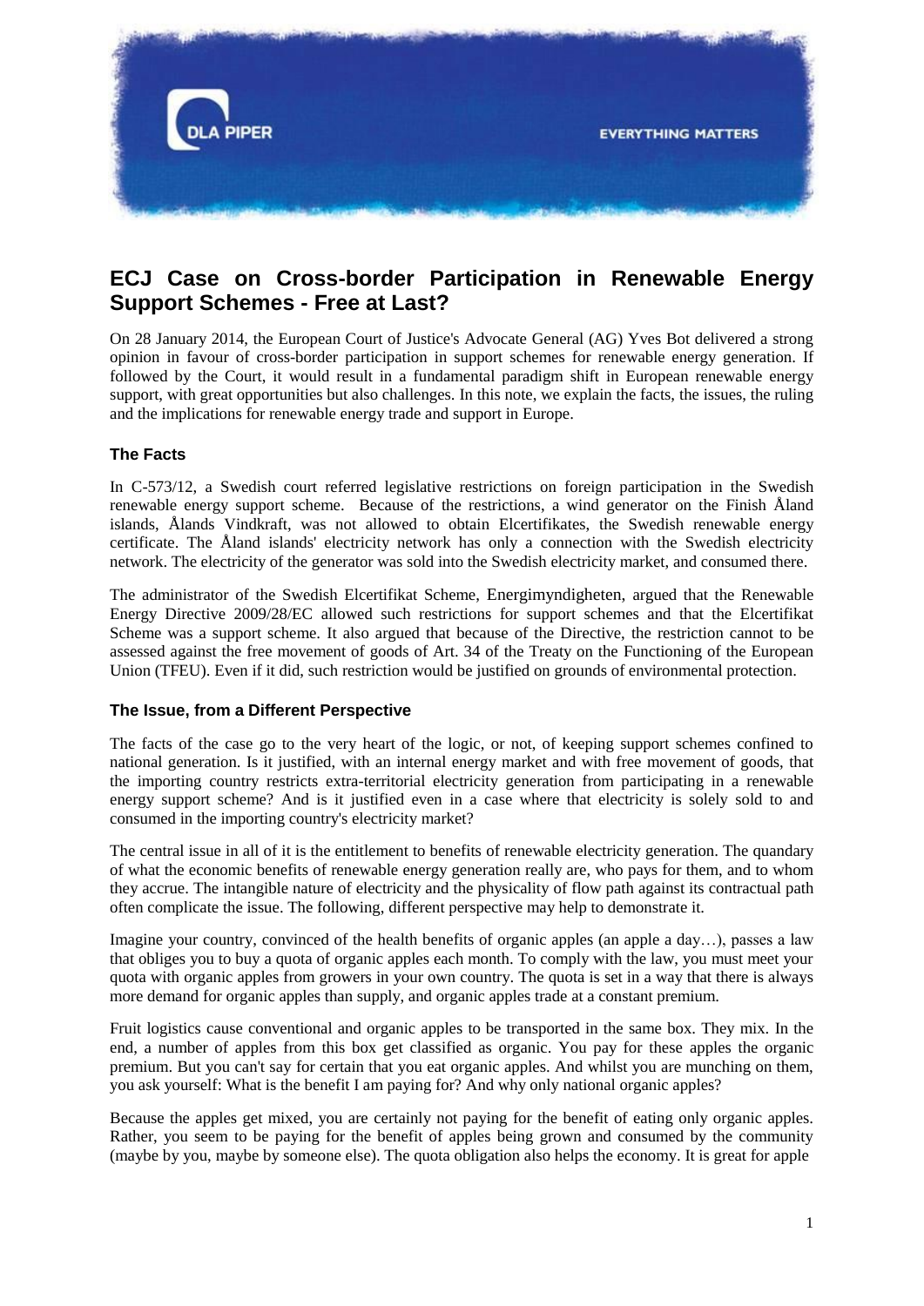# ECJ Case on Cross-border Participation in Renewable Energy Support Schemes - Free at Last?

On 28 January 2014, the European Court of Justice's Advocate General (AG) Yves Bot delivered a strong opinion in favour of cross-border participation in support schemes for renewable energy generation. If followed by the Court, it would result in a fundamental paradigm shift in European renewable energy support, with great opportunities but also challenges. In this note, we explain the facts, the issues, the ruling and the implications for renewable energy trade and support in Europe.

## The Facts

In C-573/12, a Swedish court referred legislative restrictions on foreign participation in the Swedish renewable energy support scheme. Because of the restrictions, a wind generator on the Finish Åland islands, Ålands Vindkraft, was not allowed to obtain Elcertifikates, the Swedish renewable energy certificate. The Åland islands' electricity network has only a connection with the Swedish electricity network. The electricity of the generator was sold into the Swedish electricity market, and consumed there.

The administrator of the Swedish Elcertifikat Scheme, Energimyndigheten, argued that the Renewable Energy Directive 2009/28/EC allowed such restrictions for support schemes and that the Elcertifikat Scheme was a support scheme. It also argued that because of the Directive, the restriction cannot to be assessed against the free movement of goods of Art. 34 of the Treaty on the Functioning of the European Union (TFEU). Even if it did, such restriction would be justified on grounds of environmental protection.

## The Issue, from a Different Perspective

The facts of the case go to the very heart of the logic, or not, of keeping support schemes confined to national generation. Is it justified, with an internal energy market and with free movement of goods, that the importing country restricts extra-territorial electricity generation from participating in a renewable energy support scheme? And is it justified even in a case where that electricity is solely sold to and consumed in the importing country's electricity market?

The central issue in all of it is the entitlement to benefits of renewable electricity generation. The quandary of what the economic benefits of renewable energy generation really are, who pays for them, and to whom they accrue. The intangible nature of electricity and the physicality of flow path against its contractual path often complicate the issue. The following, different perspective may help to demonstrate it.

Imagine your country, convinced of the health benefits of organic apples (an apple a day…), passes a law that obliges you to buy a quota of organic apples each month. To comply with the law, you must meet your quota with organic apples from growers in your own country. The quota is set in a way that there is always more demand for organic apples than supply, and organic apples trade at a constant premium.

Fruit logistics cause conventional and organic apples to be transported in the same box. They mix. In the end, a number of apples from this box get classified as organic. You pay for these apples the organic premium. But you can't say for certain that you eat organic apples. And whilst you are munching on them, you ask yourself: What is the benefit I am paying for? And why only national organic apples?

Because the apples get mixed, you are certainly not paying for the benefit of eating only organic apples. Rather, you seem to be paying for the benefit of apples being grown and consumed by the community (maybe by you, maybe by someone else). The quota obligation also helps the economy. It is great for apple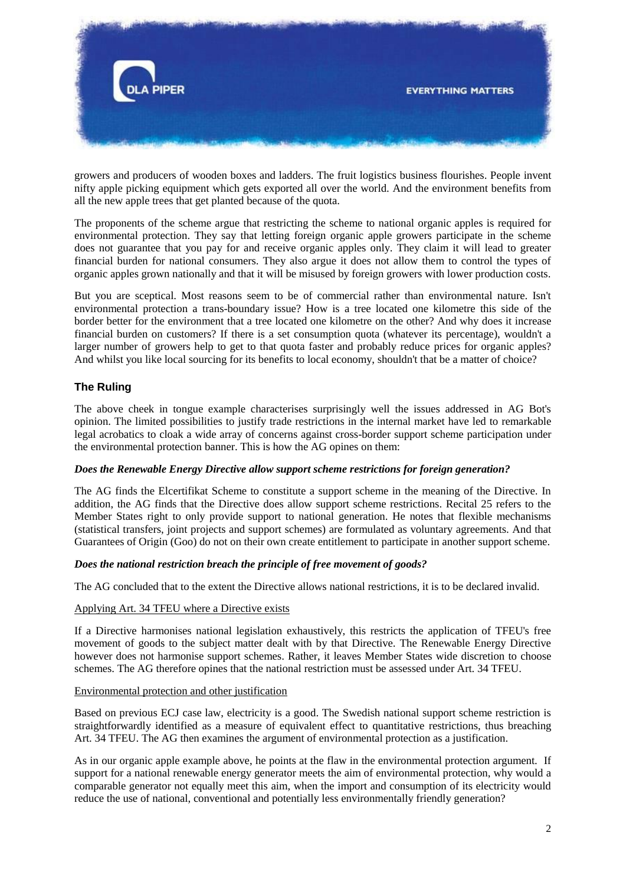growers and producers of wooden boxes and ladders. The fruit logistics business flourishes. People invent nifty apple picking equipment which gets exported all over the world. And the environment benefits from all the new apple trees that get planted because of the quota.

The proponents of the scheme argue that restricting the scheme to national organic apples is required for environmental protection. They say that letting foreign organic apple growers participate in the scheme does not guarantee that you pay for and receive organic apples only. They claim it will lead to greater financial burden for national consumers. They also argue it does not allow them to control the types of organic apples grown nationally and that it will be misused by foreign growers with lower production costs.

But you are sceptical. Most reasons seem to be of commercial rather than environmental nature. Isn't environmental protection a trans-boundary issue? How is a tree located one kilometre this side of the border better for the environment that a tree located one kilometre on the other? And why does it increase financial burden on customers? If there is a set consumption quota (whatever its percentage), wouldn't a larger number of growers help to get to that quota faster and probably reduce prices for organic apples? And whilst you like local sourcing for its benefits to local economy, shouldn't that be a matter of choice?

## The Ruling

The above cheek in tongue example characterises surprisingly well the issues addressed in AG Bot's opinion. The limited possibilities to justify trade restrictions in the internal market have led to remarkable legal acrobatics to cloak a wide array of concerns against cross-border support scheme participation under the environmental protection banner. This is how the AG opines on them:

### *Does the Renewable Energy Directive allow support scheme restrictions for foreign generation?*

The AG finds the Elcertifikat Scheme to constitute a support scheme in the meaning of the Directive. In addition, the AG finds that the Directive does allow support scheme restrictions. Recital 25 refers to the Member States right to only provide support to national generation. He notes that flexible mechanisms (statistical transfers, joint projects and support schemes) are formulated as voluntary agreements. And that Guarantees of Origin (Goo) do not on their own create entitlement to participate in another support scheme.

### *Does the national restriction breach the principle of free movement of goods?*

The AG concluded that to the extent the Directive allows national restrictions, it is to be declared invalid.

#### Applying Art. 34 TFEU where a Directive exists

If a Directive harmonises national legislation exhaustively, this restricts the application of TFEU's free movement of goods to the subject matter dealt with by that Directive. The Renewable Energy Directive however does not harmonise support schemes. Rather, it leaves Member States wide discretion to choose schemes. The AG therefore opines that the national restriction must be assessed under Art. 34 TFEU.

#### Environmental protection and other justification

Based on previous ECJ case law, electricity is a good. The Swedish national support scheme restriction is straightforwardly identified as a measure of equivalent effect to quantitative restrictions, thus breaching Art. 34 TFEU. The AG then examines the argument of environmental protection as a justification.

As in our organic apple example above, he points at the flaw in the environmental protection argument. If support for a national renewable energy generator meets the aim of environmental protection, why would a comparable generator not equally meet this aim, when the import and consumption of its electricity would reduce the use of national, conventional and potentially less environmentally friendly generation?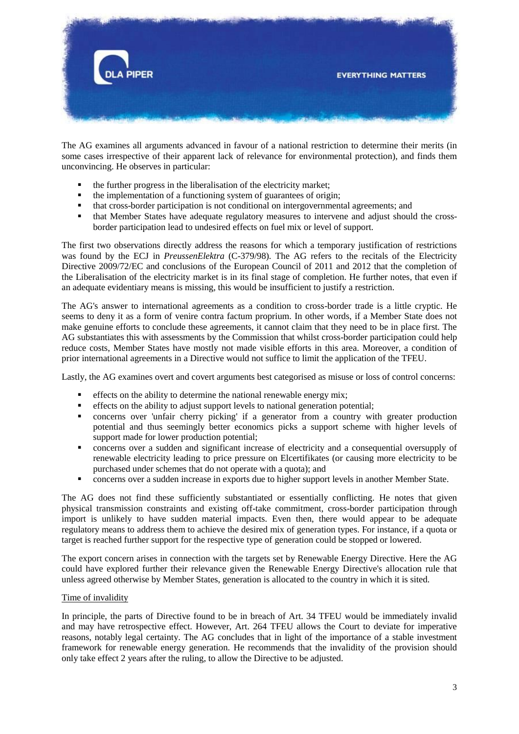The AG examines all arguments advanced in favour of a national restriction to determine their merits (in some cases irrespective of their apparent lack of relevance for environmental protection), and finds them unconvincing. He observes in particular:

- the further progress in the liberalisation of the electricity market;
- the implementation of a functioning system of guarantees of origin;
- that cross-border participation is not conditional on intergovernmental agreements; and
- that Member States have adequate regulatory measures to intervene and adjust should the cross-border participation lead to undesired effects on fuel mix or level of support.

The first two observations directly address the reasons for which a temporary justification of restrictions was found by the ECJ in *PreussenElektra* (C-379/98). The AG refers to the recitals of the Electricity Directive 2009/72/EC and conclusions of the European Council of 2011 and 2012 that the completion of the Liberalisation of the electricity market is in its final stage of completion. He further notes, that even if an adequate evidentiary means is missing, this would be insufficient to justify a restriction.

The AG's answer to international agreements as a condition to cross-border trade is a little cryptic. He seems to deny it as a form of venire contra factum proprium. In other words, if a Member State does not make genuine efforts to conclude these agreements, it cannot claim that they need to be in place first. The AG substantiates this with assessments by the Commission that whilst cross-border participation could help reduce costs, Member States have mostly not made visible efforts in this area. Moreover, a condition of prior international agreements in a Directive would not suffice to limit the application of the TFEU.

Lastly, the AG examines overt and covert arguments best categorised as misuse or loss of control concerns:

- effects on the ability to determine the national renewable energy mix;
- effects on the ability to adjust support levels to national generation potential;
- concerns over 'unfair cherry picking' if a generator from a country with greater production potential and thus seemingly better economics picks a support scheme with higher levels of support made for lower production potential;
- concerns over a sudden and significant increase of electricity and a consequential oversupply of renewable electricity leading to price pressure on Elcertifikates (or causing more electricity to be purchased under schemes that do not operate with a quota); and
- concerns over a sudden increase in exports due to higher support levels in another Member State.

The AG does not find these sufficiently substantiated or essentially conflicting. He notes that given physical transmission constraints and existing off-take commitment, cross-border participation through import is unlikely to have sudden material impacts. Even then, there would appear to be adequate regulatory means to address them to achieve the desired mix of generation types. For instance, if a quota or target is reached further support for the respective type of generation could be stopped or lowered.

The export concern arises in connection with the targets set by Renewable Energy Directive. Here the AG could have explored further their relevance given the Renewable Energy Directive's allocation rule that unless agreed otherwise by Member States, generation is allocated to the country in which it is sited.

## Time of invalidity

In principle, the parts of Directive found to be in breach of Art. 34 TFEU would be immediately invalid and may have retrospective effect. However, Art. 264 TFEU allows the Court to deviate for imperative reasons, notably legal certainty. The AG concludes that in light of the importance of a stable investment framework for renewable energy generation. He recommends that the invalidity of the provision should only take effect 2 years after the ruling, to allow the Directive to be adjusted.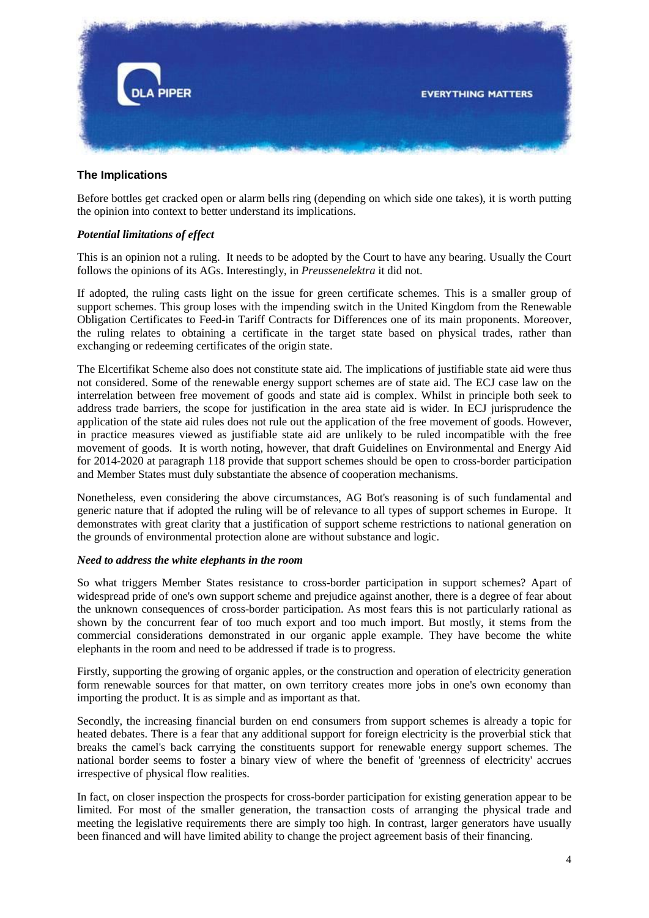## The Implications

Before bottles get cracked open or alarm bells ring (depending on which side one takes), it is worth putting the opinion into context to better understand its implications.

### *Potential limitations of effect*

This is an opinion not a ruling. It needs to be adopted by the Court to have any bearing. Usually the Court follows the opinions of its AGs. Interestingly, in *Preussenelektra* it did not.

If adopted, the ruling casts light on the issue for green certificate schemes. This is a smaller group of support schemes. This group loses with the impending switch in the United Kingdom from the Renewable Obligation Certificates to Feed-in Tariff Contracts for Differences one of its main proponents. Moreover, the ruling relates to obtaining a certificate in the target state based on physical trades, rather than exchanging or redeeming certificates of the origin state.

The Elcertifikat Scheme also does not constitute state aid. The implications of justifiable state aid were thus not considered. Some of the renewable energy support schemes are of state aid. The ECJ case law on the interrelation between free movement of goods and state aid is complex. Whilst in principle both seek to address trade barriers, the scope for justification in the area state aid is wider. In ECJ jurisprudence the application of the state aid rules does not rule out the application of the free movement of goods. However, in practice measures viewed as justifiable state aid are unlikely to be ruled incompatible with the free movement of goods. It is worth noting, however, that draft Guidelines on Environmental and Energy Aid for 2014-2020 at paragraph 118 provide that support schemes should be open to cross-border participation and Member States must duly substantiate the absence of cooperation mechanisms.

Nonetheless, even considering the above circumstances, AG Bot's reasoning is of such fundamental and generic nature that if adopted the ruling will be of relevance to all types of support schemes in Europe. It demonstrates with great clarity that a justification of support scheme restrictions to national generation on the grounds of environmental protection alone are without substance and logic.

### *Need to address the white elephants in the room*

So what triggers Member States resistance to cross-border participation in support schemes? Apart of widespread pride of one's own support scheme and prejudice against another, there is a degree of fear about the unknown consequences of cross-border participation. As most fears this is not particularly rational as shown by the concurrent fear of too much export and too much import. But mostly, it stems from the commercial considerations demonstrated in our organic apple example. They have become the white elephants in the room and need to be addressed if trade is to progress.

Firstly, supporting the growing of organic apples, or the construction and operation of electricity generation form renewable sources for that matter, on own territory creates more jobs in one's own economy than importing the product. It is as simple and as important as that.

Secondly, the increasing financial burden on end consumers from support schemes is already a topic for heated debates. There is a fear that any additional support for foreign electricity is the proverbial stick that breaks the camel's back carrying the constituents support for renewable energy support schemes. The national border seems to foster a binary view of where the benefit of 'greenness of electricity' accrues irrespective of physical flow realities.

In fact, on closer inspection the prospects for cross-border participation for existing generation appear to be limited. For most of the smaller generation, the transaction costs of arranging the physical trade and meeting the legislative requirements there are simply too high. In contrast, larger generators have usually been financed and will have limited ability to change the project agreement basis of their financing.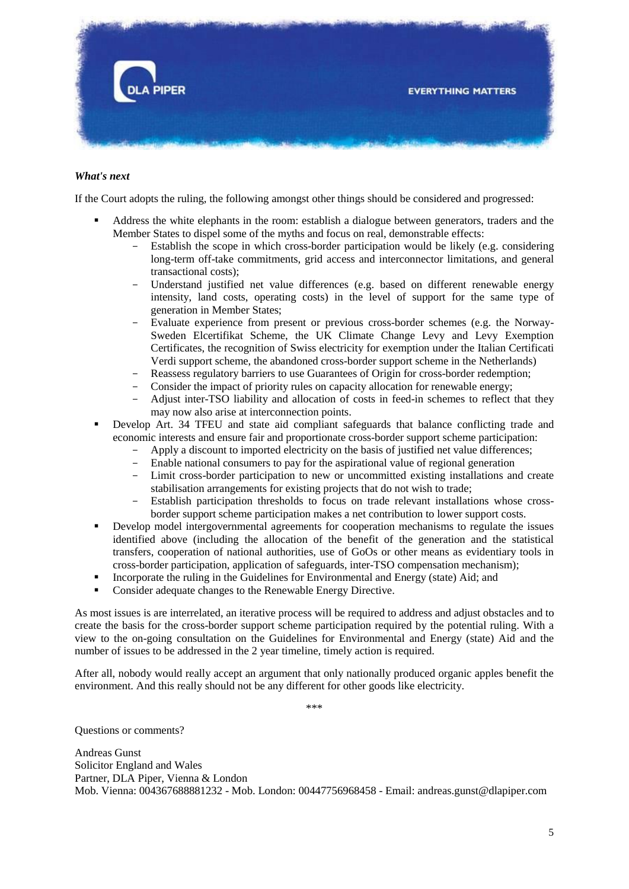***What's next***

If the Court adopts the ruling, the following amongst other things should be considered and progressed:

- Address the white elephants in the room: establish a dialogue between generators, traders and the Member States to dispel some of the myths and focus on real, demonstrable effects:
  - Establish the scope in which cross-border participation would be likely (e.g. considering long-term off-take commitments, grid access and interconnector limitations, and general transactional costs);
  - Understand justified net value differences (e.g. based on different renewable energy intensity, land costs, operating costs) in the level of support for the same type of generation in Member States;
  - Evaluate experience from present or previous cross-border schemes (e.g. the Norway-Sweden Elcertifikat Scheme, the UK Climate Change Levy and Levy Exemption Certificates, the recognition of Swiss electricity for exemption under the Italian Certificati Verdi support scheme, the abandoned cross-border support scheme in the Netherlands)
  - Reassess regulatory barriers to use Guarantees of Origin for cross-border redemption;
  - Consider the impact of priority rules on capacity allocation for renewable energy;
  - Adjust inter-TSO liability and allocation of costs in feed-in schemes to reflect that they may now also arise at interconnection points.
- Develop Art. 34 TFEU and state aid compliant safeguards that balance conflicting trade and economic interests and ensure fair and proportionate cross-border support scheme participation:
  - Apply a discount to imported electricity on the basis of justified net value differences;
  - Enable national consumers to pay for the aspirational value of regional generation
  - Limit cross-border participation to new or uncommitted existing installations and create stabilisation arrangements for existing projects that do not wish to trade;
  - Establish participation thresholds to focus on trade relevant installations whose cross-border support scheme participation makes a net contribution to lower support costs.
- Develop model intergovernmental agreements for cooperation mechanisms to regulate the issues identified above (including the allocation of the benefit of the generation and the statistical transfers, cooperation of national authorities, use of GoOs or other means as evidentiary tools in cross-border participation, application of safeguards, inter-TSO compensation mechanism);
- Incorporate the ruling in the Guidelines for Environmental and Energy (state) Aid; and
- Consider adequate changes to the Renewable Energy Directive.

As most issues is are interrelated, an iterative process will be required to address and adjust obstacles and to create the basis for the cross-border support scheme participation required by the potential ruling. With a view to the on-going consultation on the Guidelines for Environmental and Energy (state) Aid and the number of issues to be addressed in the 2 year timeline, timely action is required.

After all, nobody would really accept an argument that only nationally produced organic apples benefit the environment. And this really should not be any different for other goods like electricity.

***

Questions or comments?

Andreas Gunst  
Solicitor England and Wales  
Partner, DLA Piper, Vienna & London  
Mob. Vienna: 004367688881232 - Mob. London: 00447756968458 - Email: andreas.gunst@dlapiper.com